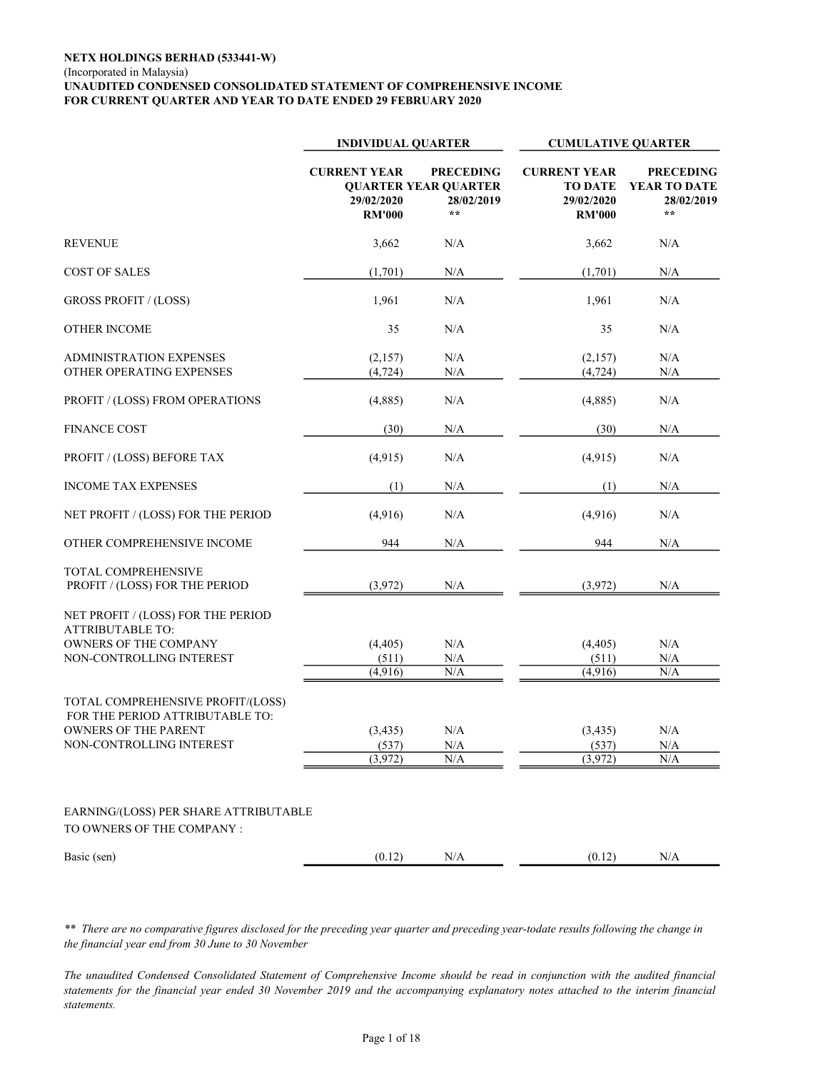**NETX HOLDINGS BERHAD (533441-W)**
(Incorporated in Malaysia)
**UNAUDITED CONDENSED CONSOLIDATED STATEMENT OF COMPREHENSIVE INCOME**
**FOR CURRENT QUARTER AND YEAR TO DATE ENDED 29 FEBRUARY 2020**

| | INDIVIDUAL QUARTER | | CUMULATIVE QUARTER | |
|---|---|---|---|---|
| | CURRENT YEAR QUARTER 29/02/2020 RM'000 | PRECEDING YEAR QUARTER 28/02/2019 ** | CURRENT YEAR TO DATE 29/02/2020 RM'000 | PRECEDING YEAR TO DATE 28/02/2019 ** |
| REVENUE | 3,662 | N/A | 3,662 | N/A |
| COST OF SALES | (1,701) | N/A | (1,701) | N/A |
| GROSS PROFIT / (LOSS) | 1,961 | N/A | 1,961 | N/A |
| OTHER INCOME | 35 | N/A | 35 | N/A |
| ADMINISTRATION EXPENSES | (2,157) | N/A | (2,157) | N/A |
| OTHER OPERATING EXPENSES | (4,724) | N/A | (4,724) | N/A |
| PROFIT / (LOSS) FROM OPERATIONS | (4,885) | N/A | (4,885) | N/A |
| FINANCE COST | (30) | N/A | (30) | N/A |
| PROFIT / (LOSS) BEFORE TAX | (4,915) | N/A | (4,915) | N/A |
| INCOME TAX EXPENSES | (1) | N/A | (1) | N/A |
| NET PROFIT / (LOSS) FOR THE PERIOD | (4,916) | N/A | (4,916) | N/A |
| OTHER COMPREHENSIVE INCOME | 944 | N/A | 944 | N/A |
| TOTAL COMPREHENSIVE PROFIT / (LOSS) FOR THE PERIOD | (3,972) | N/A | (3,972) | N/A |
| NET PROFIT / (LOSS) FOR THE PERIOD ATTRIBUTABLE TO: | | | | |
| OWNERS OF THE COMPANY | (4,405) | N/A | (4,405) | N/A |
| NON-CONTROLLING INTEREST | (511) | N/A | (511) | N/A |
| | (4,916) | N/A | (4,916) | N/A |
| TOTAL COMPREHENSIVE PROFIT/(LOSS) FOR THE PERIOD ATTRIBUTABLE TO: | | | | |
| OWNERS OF THE PARENT | (3,435) | N/A | (3,435) | N/A |
| NON-CONTROLLING INTEREST | (537) | N/A | (537) | N/A |
| | (3,972) | N/A | (3,972) | N/A |
| EARNING/(LOSS) PER SHARE ATTRIBUTABLE TO OWNERS OF THE COMPANY : | | | | |
| Basic (sen) | (0.12) | N/A | (0.12) | N/A |

*** There are no comparative figures disclosed for the preceding year quarter and preceding year-todate results following the change in the financial year end from 30 June to 30 November*

*The unaudited Condensed Consolidated Statement of Comprehensive Income should be read in conjunction with the audited financial statements for the financial year ended 30 November 2019 and the accompanying explanatory notes attached to the interim financial statements.*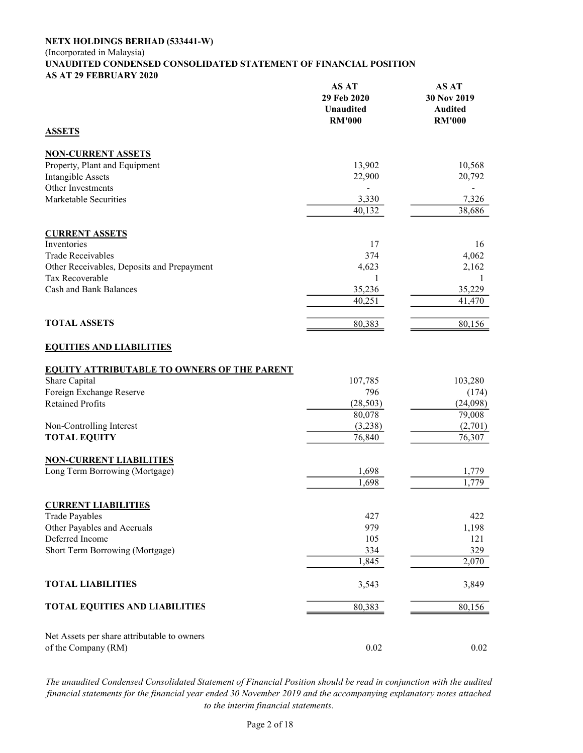**NETX HOLDINGS BERHAD (533441-W)**
(Incorporated in Malaysia)
**UNAUDITED CONDENSED CONSOLIDATED STATEMENT OF FINANCIAL POSITION**
**AS AT 29 FEBRUARY 2020**

| | AS AT 29 Feb 2020 Unaudited RM'000 | AS AT 30 Nov 2019 Audited RM'000 |
|---|---|---|
| **ASSETS** | | |
| **NON-CURRENT ASSETS** | | |
| Property, Plant and Equipment | 13,902 | 10,568 |
| Intangible Assets | 22,900 | 20,792 |
| Other Investments | - | - |
| Marketable Securities | 3,330 | 7,326 |
| | 40,132 | 38,686 |
| **CURRENT ASSETS** | | |
| Inventories | 17 | 16 |
| Trade Receivables | 374 | 4,062 |
| Other Receivables, Deposits and Prepayment | 4,623 | 2,162 |
| Tax Recoverable | 1 | 1 |
| Cash and Bank Balances | 35,236 | 35,229 |
| | 40,251 | 41,470 |
| **TOTAL ASSETS** | 80,383 | 80,156 |
| **EQUITIES AND LIABILITIES** | | |
| **EQUITY ATTRIBUTABLE TO OWNERS OF THE PARENT** | | |
| Share Capital | 107,785 | 103,280 |
| Foreign Exchange Reserve | 796 | (174) |
| Retained Profits | (28,503) | (24,098) |
| | 80,078 | 79,008 |
| Non-Controlling Interest | (3,238) | (2,701) |
| **TOTAL EQUITY** | 76,840 | 76,307 |
| **NON-CURRENT LIABILITIES** | | |
| Long Term Borrowing (Mortgage) | 1,698 | 1,779 |
| | 1,698 | 1,779 |
| **CURRENT LIABILITIES** | | |
| Trade Payables | 427 | 422 |
| Other Payables and Accruals | 979 | 1,198 |
| Deferred Income | 105 | 121 |
| Short Term Borrowing (Mortgage) | 334 | 329 |
| | 1,845 | 2,070 |
| **TOTAL LIABILITIES** | 3,543 | 3,849 |
| **TOTAL EQUITIES AND LIABILITIES** | 80,383 | 80,156 |
| Net Assets per share attributable to owners of the Company (RM) | 0.02 | 0.02 |

*The unaudited Condensed Consolidated Statement of Financial Position should be read in conjunction with the audited financial statements for the financial year ended 30 November 2019 and the accompanying explanatory notes attached to the interim financial statements.*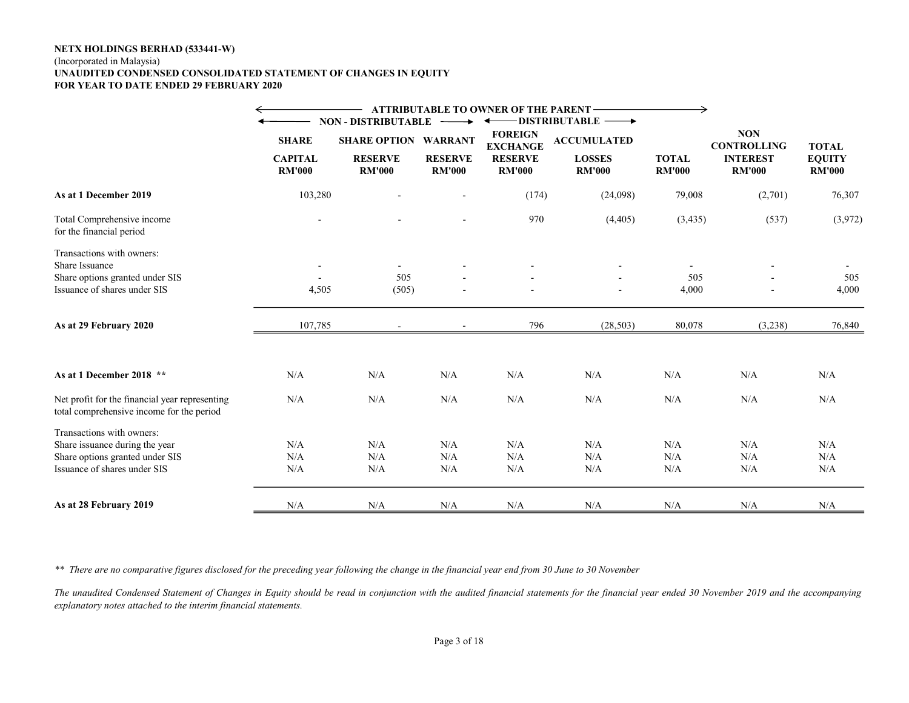**NETX HOLDINGS BERHAD (533441-W)**
(Incorporated in Malaysia)
**UNAUDITED CONDENSED CONSOLIDATED STATEMENT OF CHANGES IN EQUITY**
**FOR YEAR TO DATE ENDED 29 FEBRUARY 2020**

| | ATTRIBUTABLE TO OWNER OF THE PARENT | | | | | | | |
|---|---|---|---|---|---|---|---|---|
| | NON - DISTRIBUTABLE | | | DISTRIBUTABLE | | | | |
| | SHARE CAPITAL RM'000 | SHARE OPTION RESERVE RM'000 | WARRANT RESERVE RM'000 | FOREIGN EXCHANGE RESERVE RM'000 | ACCUMULATED LOSSES RM'000 | TOTAL RM'000 | NON CONTROLLING INTEREST RM'000 | TOTAL EQUITY RM'000 |
| **As at 1 December 2019** | 103,280 | - | - | (174) | (24,098) | 79,008 | (2,701) | 76,307 |
| Total Comprehensive income for the financial period | - | - | - | 970 | (4,405) | (3,435) | (537) | (3,972) |
| Transactions with owners: | | | | | | | | |
| Share Issuance | - | - | - | - | - | - | - | - |
| Share options granted under SIS | - | 505 | - | - | - | 505 | - | 505 |
| Issuance of shares under SIS | 4,505 | (505) | - | - | - | 4,000 | - | 4,000 |
| **As at 29 February 2020** | 107,785 | - | - | 796 | (28,503) | 80,078 | (3,238) | 76,840 |
| | | | | | | | | |
| **As at 1 December 2018 \*\*** | N/A | N/A | N/A | N/A | N/A | N/A | N/A | N/A |
| Net profit for the financial year representing total comprehensive income for the period | N/A | N/A | N/A | N/A | N/A | N/A | N/A | N/A |
| Transactions with owners: | | | | | | | | |
| Share issuance during the year | N/A | N/A | N/A | N/A | N/A | N/A | N/A | N/A |
| Share options granted under SIS | N/A | N/A | N/A | N/A | N/A | N/A | N/A | N/A |
| Issuance of shares under SIS | N/A | N/A | N/A | N/A | N/A | N/A | N/A | N/A |
| **As at 28 February 2019** | N/A | N/A | N/A | N/A | N/A | N/A | N/A | N/A |

*\*\* There are no comparative figures disclosed for the preceding year following the change in the financial year end from 30 June to 30 November*

*The unaudited Condensed Statement of Changes in Equity should be read in conjunction with the audited financial statements for the financial year ended 30 November 2019 and the accompanying explanatory notes attached to the interim financial statements.*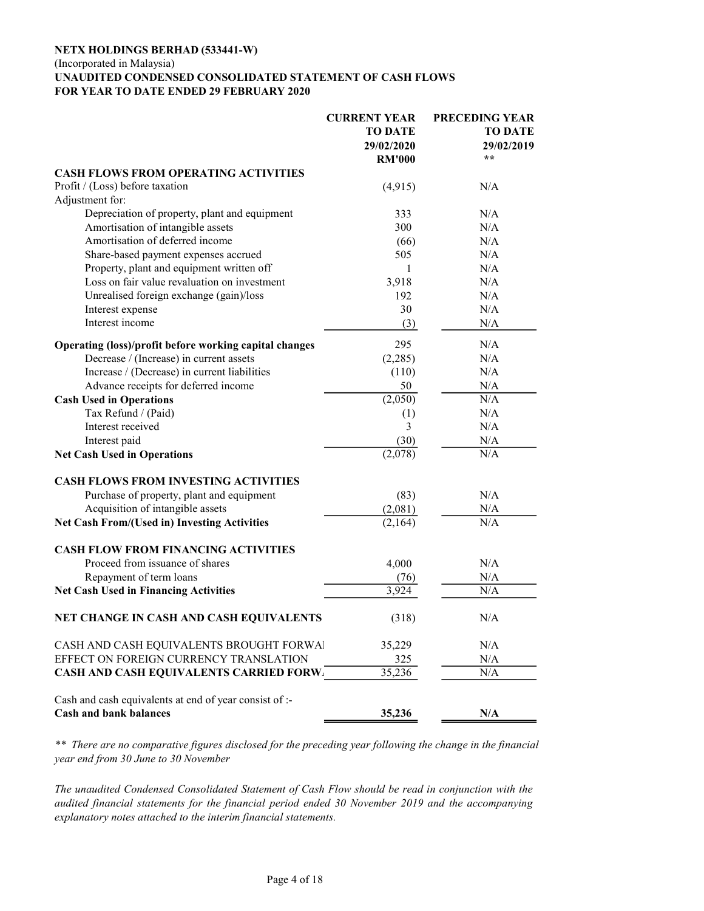**NETX HOLDINGS BERHAD (533441-W)**
(Incorporated in Malaysia)
**UNAUDITED CONDENSED CONSOLIDATED STATEMENT OF CASH FLOWS**
**FOR YEAR TO DATE ENDED 29 FEBRUARY 2020**

| | CURRENT YEAR TO DATE 29/02/2020 RM'000 | PRECEDING YEAR TO DATE 29/02/2019 ** |
|---|---|---|
| **CASH FLOWS FROM OPERATING ACTIVITIES** | | |
| Profit / (Loss) before taxation | (4,915) | N/A |
| Adjustment for: | | |
| Depreciation of property, plant and equipment | 333 | N/A |
| Amortisation of intangible assets | 300 | N/A |
| Amortisation of deferred income | (66) | N/A |
| Share-based payment expenses accrued | 505 | N/A |
| Property, plant and equipment written off | 1 | N/A |
| Loss on fair value revaluation on investment | 3,918 | N/A |
| Unrealised foreign exchange (gain)/loss | 192 | N/A |
| Interest expense | 30 | N/A |
| Interest income | (3) | N/A |
| **Operating (loss)/profit before working capital changes** | 295 | N/A |
| Decrease / (Increase) in current assets | (2,285) | N/A |
| Increase / (Decrease) in current liabilities | (110) | N/A |
| Advance receipts for deferred income | 50 | N/A |
| **Cash Used in Operations** | (2,050) | N/A |
| Tax Refund / (Paid) | (1) | N/A |
| Interest received | 3 | N/A |
| Interest paid | (30) | N/A |
| **Net Cash Used in Operations** | (2,078) | N/A |
| **CASH FLOWS FROM INVESTING ACTIVITIES** | | |
| Purchase of property, plant and equipment | (83) | N/A |
| Acquisition of intangible assets | (2,081) | N/A |
| **Net Cash From/(Used in) Investing Activities** | (2,164) | N/A |
| **CASH FLOW FROM FINANCING ACTIVITIES** | | |
| Proceed from issuance of shares | 4,000 | N/A |
| Repayment of term loans | (76) | N/A |
| **Net Cash Used in Financing Activities** | 3,924 | N/A |
| **NET CHANGE IN CASH AND CASH EQUIVALENTS** | (318) | N/A |
| CASH AND CASH EQUIVALENTS BROUGHT FORWARD | 35,229 | N/A |
| EFFECT ON FOREIGN CURRENCY TRANSLATION | 325 | N/A |
| **CASH AND CASH EQUIVALENTS CARRIED FORWARD** | 35,236 | N/A |
| Cash and cash equivalents at end of year consist of :- | | |
| **Cash and bank balances** | **35,236** | **N/A** |

*\*\* There are no comparative figures disclosed for the preceding year following the change in the financial year end from 30 June to 30 November*

*The unaudited Condensed Consolidated Statement of Cash Flow should be read in conjunction with the audited financial statements for the financial period ended 30 November 2019 and the accompanying explanatory notes attached to the interim financial statements.*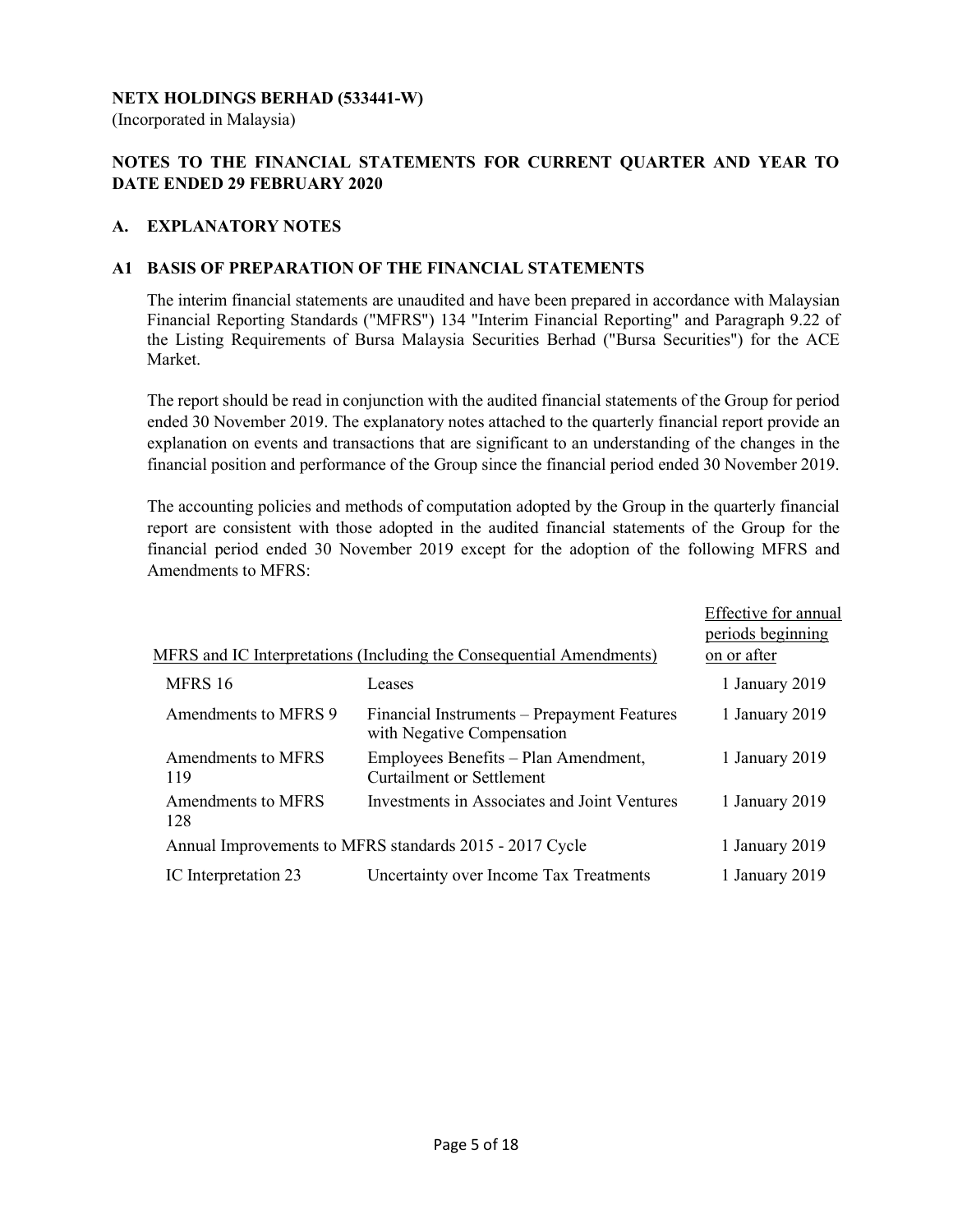**NETX HOLDINGS BERHAD (533441-W)**
(Incorporated in Malaysia)

## NOTES TO THE FINANCIAL STATEMENTS FOR CURRENT QUARTER AND YEAR TO DATE ENDED 29 FEBRUARY 2020

### A. EXPLANATORY NOTES

### A1 BASIS OF PREPARATION OF THE FINANCIAL STATEMENTS

The interim financial statements are unaudited and have been prepared in accordance with Malaysian Financial Reporting Standards ("MFRS") 134 "Interim Financial Reporting" and Paragraph 9.22 of the Listing Requirements of Bursa Malaysia Securities Berhad ("Bursa Securities") for the ACE Market.

The report should be read in conjunction with the audited financial statements of the Group for period ended 30 November 2019. The explanatory notes attached to the quarterly financial report provide an explanation on events and transactions that are significant to an understanding of the changes in the financial position and performance of the Group since the financial period ended 30 November 2019.

The accounting policies and methods of computation adopted by the Group in the quarterly financial report are consistent with those adopted in the audited financial statements of the Group for the financial period ended 30 November 2019 except for the adoption of the following MFRS and Amendments to MFRS:

| MFRS and IC Interpretations (Including the Consequential Amendments) | | Effective for annual periods beginning on or after |
|---|---|---|
| MFRS 16 | Leases | 1 January 2019 |
| Amendments to MFRS 9 | Financial Instruments – Prepayment Features with Negative Compensation | 1 January 2019 |
| Amendments to MFRS 119 | Employees Benefits – Plan Amendment, Curtailment or Settlement | 1 January 2019 |
| Amendments to MFRS 128 | Investments in Associates and Joint Ventures | 1 January 2019 |
| Annual Improvements to MFRS standards 2015 - 2017 Cycle | | 1 January 2019 |
| IC Interpretation 23 | Uncertainty over Income Tax Treatments | 1 January 2019 |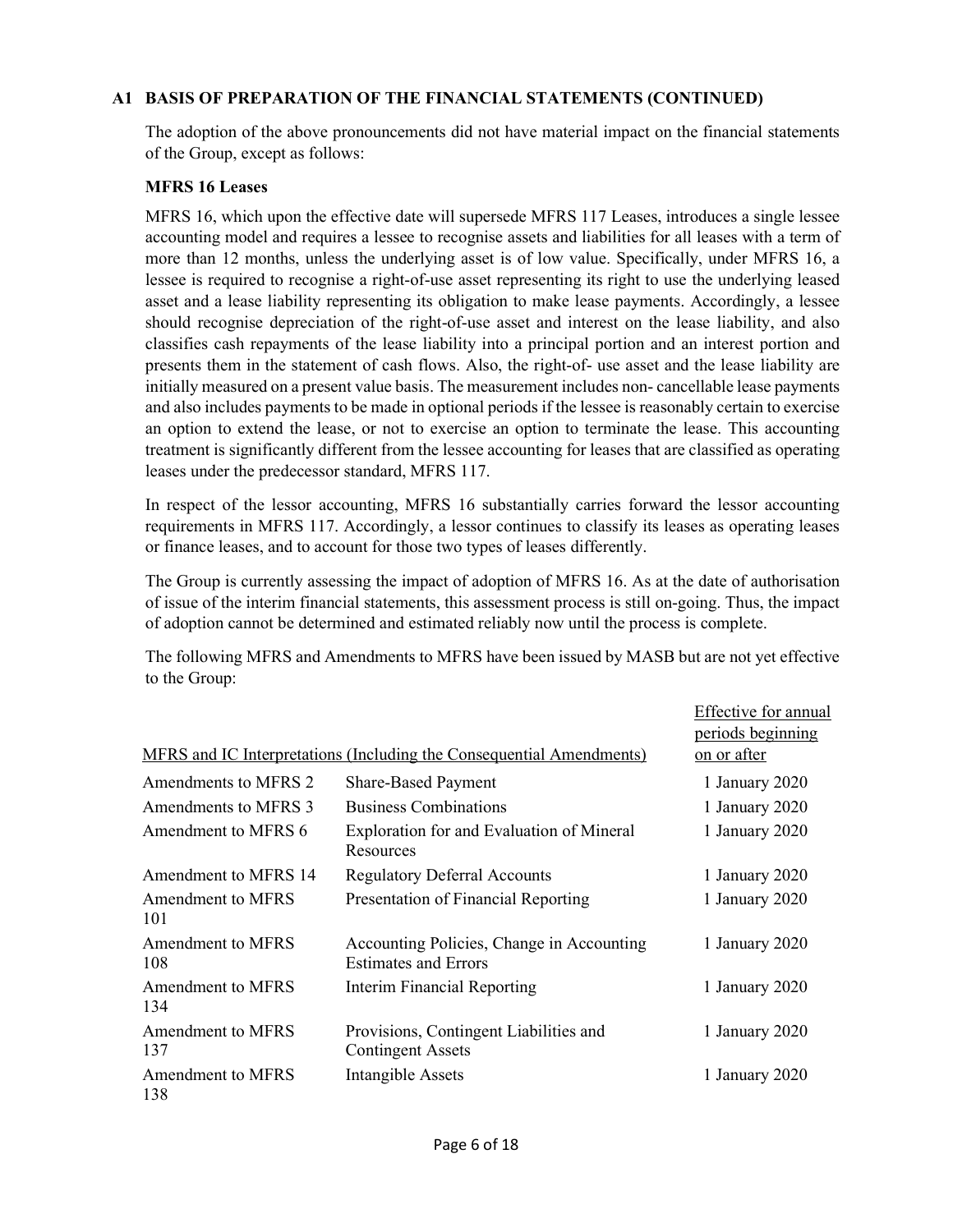## A1 BASIS OF PREPARATION OF THE FINANCIAL STATEMENTS (CONTINUED)

The adoption of the above pronouncements did not have material impact on the financial statements of the Group, except as follows:

**MFRS 16 Leases**

MFRS 16, which upon the effective date will supersede MFRS 117 Leases, introduces a single lessee accounting model and requires a lessee to recognise assets and liabilities for all leases with a term of more than 12 months, unless the underlying asset is of low value. Specifically, under MFRS 16, a lessee is required to recognise a right-of-use asset representing its right to use the underlying leased asset and a lease liability representing its obligation to make lease payments. Accordingly, a lessee should recognise depreciation of the right-of-use asset and interest on the lease liability, and also classifies cash repayments of the lease liability into a principal portion and an interest portion and presents them in the statement of cash flows. Also, the right-of- use asset and the lease liability are initially measured on a present value basis. The measurement includes non- cancellable lease payments and also includes payments to be made in optional periods if the lessee is reasonably certain to exercise an option to extend the lease, or not to exercise an option to terminate the lease. This accounting treatment is significantly different from the lessee accounting for leases that are classified as operating leases under the predecessor standard, MFRS 117.

In respect of the lessor accounting, MFRS 16 substantially carries forward the lessor accounting requirements in MFRS 117. Accordingly, a lessor continues to classify its leases as operating leases or finance leases, and to account for those two types of leases differently.

The Group is currently assessing the impact of adoption of MFRS 16. As at the date of authorisation of issue of the interim financial statements, this assessment process is still on-going. Thus, the impact of adoption cannot be determined and estimated reliably now until the process is complete.

The following MFRS and Amendments to MFRS have been issued by MASB but are not yet effective to the Group:

| MFRS and IC Interpretations (Including the Consequential Amendments) | | Effective for annual periods beginning on or after |
|---|---|---|
| Amendments to MFRS 2 | Share-Based Payment | 1 January 2020 |
| Amendments to MFRS 3 | Business Combinations | 1 January 2020 |
| Amendment to MFRS 6 | Exploration for and Evaluation of Mineral Resources | 1 January 2020 |
| Amendment to MFRS 14 | Regulatory Deferral Accounts | 1 January 2020 |
| Amendment to MFRS 101 | Presentation of Financial Reporting | 1 January 2020 |
| Amendment to MFRS 108 | Accounting Policies, Change in Accounting Estimates and Errors | 1 January 2020 |
| Amendment to MFRS 134 | Interim Financial Reporting | 1 January 2020 |
| Amendment to MFRS 137 | Provisions, Contingent Liabilities and Contingent Assets | 1 January 2020 |
| Amendment to MFRS 138 | Intangible Assets | 1 January 2020 |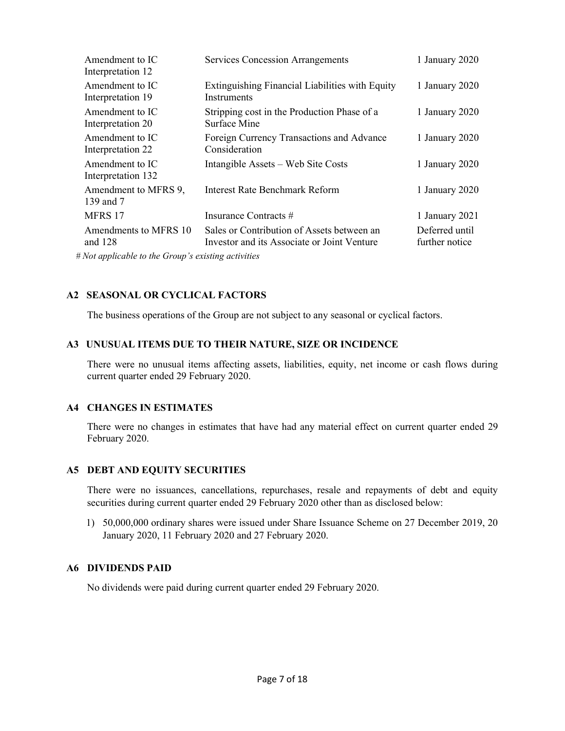| | | |
|---|---|---|
| Amendment to IC Interpretation 12 | Services Concession Arrangements | 1 January 2020 |
| Amendment to IC Interpretation 19 | Extinguishing Financial Liabilities with Equity Instruments | 1 January 2020 |
| Amendment to IC Interpretation 20 | Stripping cost in the Production Phase of a Surface Mine | 1 January 2020 |
| Amendment to IC Interpretation 22 | Foreign Currency Transactions and Advance Consideration | 1 January 2020 |
| Amendment to IC Interpretation 132 | Intangible Assets – Web Site Costs | 1 January 2020 |
| Amendment to MFRS 9, 139 and 7 | Interest Rate Benchmark Reform | 1 January 2020 |
| MFRS 17 | Insurance Contracts # | 1 January 2021 |
| Amendments to MFRS 10 and 128 | Sales or Contribution of Assets between an Investor and its Associate or Joint Venture | Deferred until further notice |

*# Not applicable to the Group's existing activities*

### A2 SEASONAL OR CYCLICAL FACTORS

The business operations of the Group are not subject to any seasonal or cyclical factors.

### A3 UNUSUAL ITEMS DUE TO THEIR NATURE, SIZE OR INCIDENCE

There were no unusual items affecting assets, liabilities, equity, net income or cash flows during current quarter ended 29 February 2020.

### A4 CHANGES IN ESTIMATES

There were no changes in estimates that have had any material effect on current quarter ended 29 February 2020.

### A5 DEBT AND EQUITY SECURITIES

There were no issuances, cancellations, repurchases, resale and repayments of debt and equity securities during current quarter ended 29 February 2020 other than as disclosed below:

1) 50,000,000 ordinary shares were issued under Share Issuance Scheme on 27 December 2019, 20 January 2020, 11 February 2020 and 27 February 2020.

### A6 DIVIDENDS PAID

No dividends were paid during current quarter ended 29 February 2020.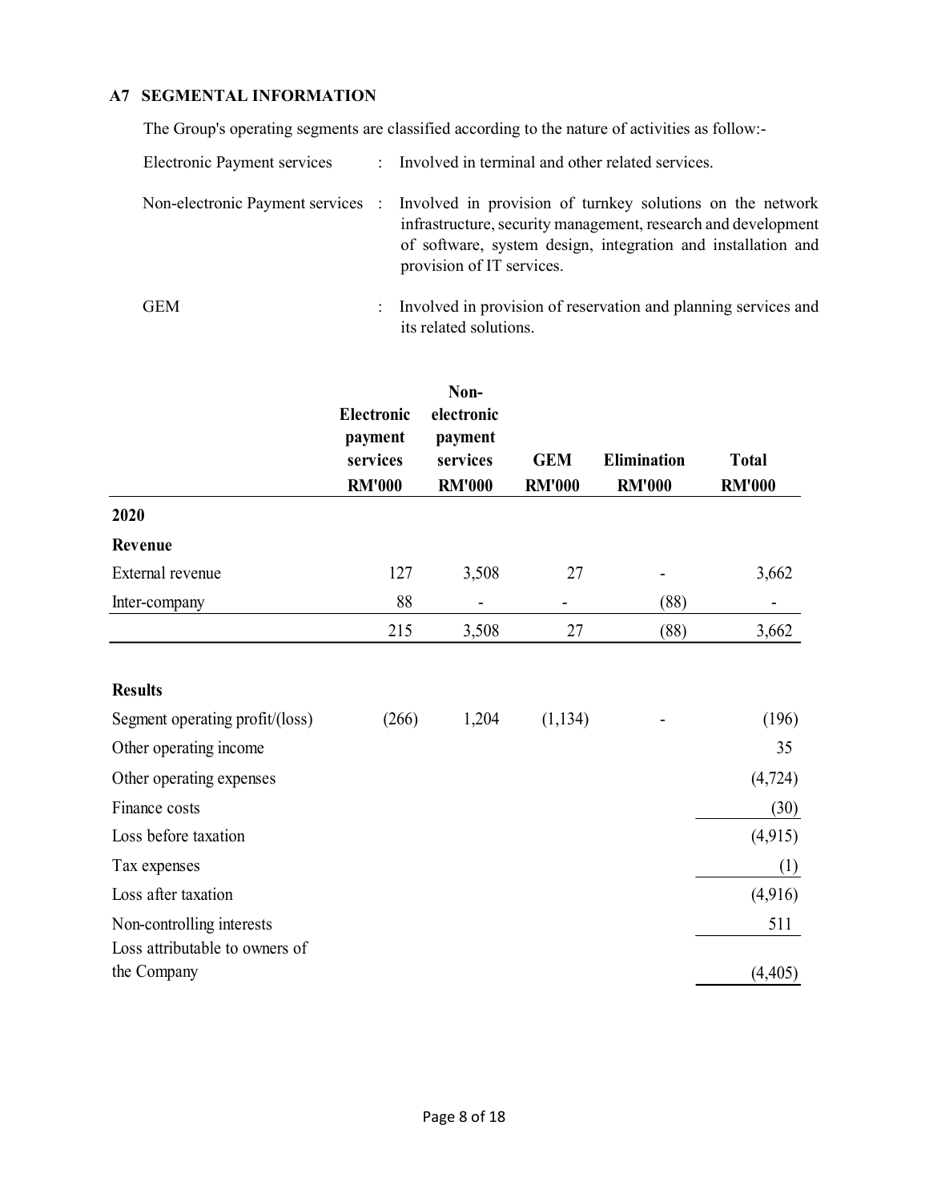## A7 SEGMENTAL INFORMATION

The Group's operating segments are classified according to the nature of activities as follow:-

| | | |
|---|---|---|
| Electronic Payment services | : | Involved in terminal and other related services. |
| Non-electronic Payment services | : | Involved in provision of turnkey solutions on the network infrastructure, security management, research and development of software, system design, integration and installation and provision of IT services. |
| GEM | : | Involved in provision of reservation and planning services and its related solutions. |

| | Electronic payment services RM'000 | Non-electronic payment services RM'000 | GEM RM'000 | Elimination RM'000 | Total RM'000 |
|---|---|---|---|---|---|
| **2020** | | | | | |
| **Revenue** | | | | | |
| External revenue | 127 | 3,508 | 27 | - | 3,662 |
| Inter-company | 88 | - | - | (88) | - |
| | 215 | 3,508 | 27 | (88) | 3,662 |
| | | | | | |
| **Results** | | | | | |
| Segment operating profit/(loss) | (266) | 1,204 | (1,134) | - | (196) |
| Other operating income | | | | | 35 |
| Other operating expenses | | | | | (4,724) |
| Finance costs | | | | | (30) |
| Loss before taxation | | | | | (4,915) |
| Tax expenses | | | | | (1) |
| Loss after taxation | | | | | (4,916) |
| Non-controlling interests | | | | | 511 |
| Loss attributable to owners of the Company | | | | | (4,405) |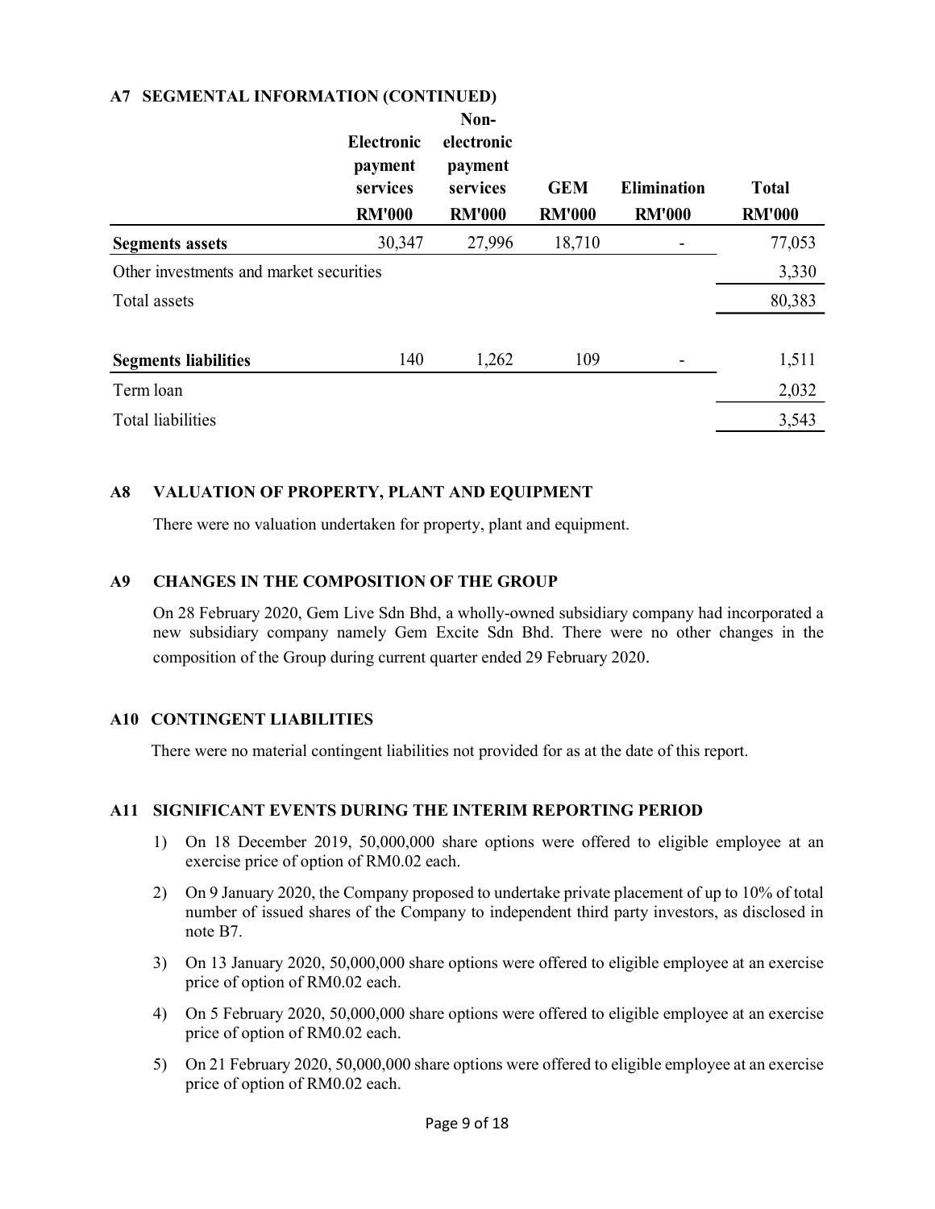## A7 SEGMENTAL INFORMATION (CONTINUED)

| | Electronic payment services RM'000 | Non-electronic payment services RM'000 | GEM RM'000 | Elimination RM'000 | Total RM'000 |
|---|---|---|---|---|---|
| **Segments assets** | 30,347 | 27,996 | 18,710 | - | 77,053 |
| Other investments and market securities | | | | | 3,330 |
| Total assets | | | | | 80,383 |
| | | | | | |
| **Segments liabilities** | 140 | 1,262 | 109 | - | 1,511 |
| Term loan | | | | | 2,032 |
| Total liabilities | | | | | 3,543 |

## A8 VALUATION OF PROPERTY, PLANT AND EQUIPMENT

There were no valuation undertaken for property, plant and equipment.

## A9 CHANGES IN THE COMPOSITION OF THE GROUP

On 28 February 2020, Gem Live Sdn Bhd, a wholly-owned subsidiary company had incorporated a new subsidiary company namely Gem Excite Sdn Bhd. There were no other changes in the composition of the Group during current quarter ended 29 February 2020.

## A10 CONTINGENT LIABILITIES

There were no material contingent liabilities not provided for as at the date of this report.

## A11 SIGNIFICANT EVENTS DURING THE INTERIM REPORTING PERIOD

1) On 18 December 2019, 50,000,000 share options were offered to eligible employee at an exercise price of option of RM0.02 each.
2) On 9 January 2020, the Company proposed to undertake private placement of up to 10% of total number of issued shares of the Company to independent third party investors, as disclosed in note B7.
3) On 13 January 2020, 50,000,000 share options were offered to eligible employee at an exercise price of option of RM0.02 each.
4) On 5 February 2020, 50,000,000 share options were offered to eligible employee at an exercise price of option of RM0.02 each.
5) On 21 February 2020, 50,000,000 share options were offered to eligible employee at an exercise price of option of RM0.02 each.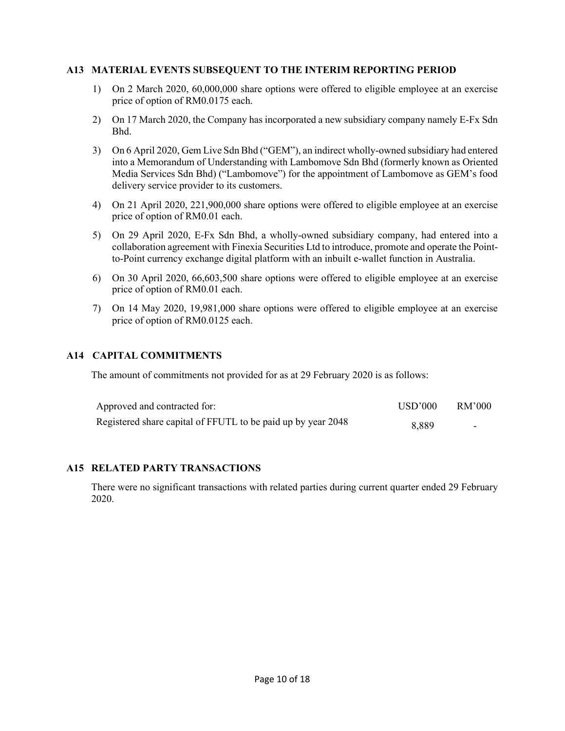## A13 MATERIAL EVENTS SUBSEQUENT TO THE INTERIM REPORTING PERIOD

1) On 2 March 2020, 60,000,000 share options were offered to eligible employee at an exercise price of option of RM0.0175 each.
2) On 17 March 2020, the Company has incorporated a new subsidiary company namely E-Fx Sdn Bhd.
3) On 6 April 2020, Gem Live Sdn Bhd ("GEM"), an indirect wholly-owned subsidiary had entered into a Memorandum of Understanding with Lambomove Sdn Bhd (formerly known as Oriented Media Services Sdn Bhd) ("Lambomove") for the appointment of Lambomove as GEM's food delivery service provider to its customers.
4) On 21 April 2020, 221,900,000 share options were offered to eligible employee at an exercise price of option of RM0.01 each.
5) On 29 April 2020, E-Fx Sdn Bhd, a wholly-owned subsidiary company, had entered into a collaboration agreement with Finexia Securities Ltd to introduce, promote and operate the Point-to-Point currency exchange digital platform with an inbuilt e-wallet function in Australia.
6) On 30 April 2020, 66,603,500 share options were offered to eligible employee at an exercise price of option of RM0.01 each.
7) On 14 May 2020, 19,981,000 share options were offered to eligible employee at an exercise price of option of RM0.0125 each.

## A14 CAPITAL COMMITMENTS

The amount of commitments not provided for as at 29 February 2020 is as follows:

| Approved and contracted for: | USD'000 | RM'000 |
|---|---|---|
| Registered share capital of FFUTL to be paid up by year 2048 | 8,889 | - |

## A15 RELATED PARTY TRANSACTIONS

There were no significant transactions with related parties during current quarter ended 29 February 2020.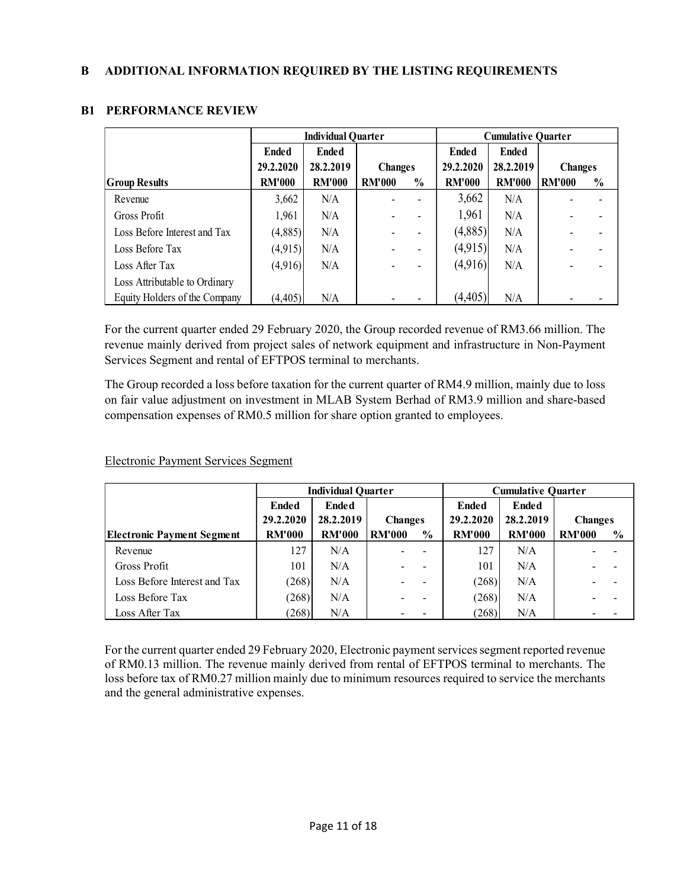## B ADDITIONAL INFORMATION REQUIRED BY THE LISTING REQUIREMENTS

### B1 PERFORMANCE REVIEW

| | Individual Quarter | | | | Cumulative Quarter | | | |
|---|---|---|---|---|---|---|---|---|
| | Ended | Ended | | | Ended | Ended | | |
| | 29.2.2020 | 28.2.2019 | Changes | | 29.2.2020 | 28.2.2019 | Changes | |
| **Group Results** | **RM'000** | **RM'000** | **RM'000** | **%** | **RM'000** | **RM'000** | **RM'000** | **%** |
| Revenue | 3,662 | N/A | - | - | 3,662 | N/A | - | - |
| Gross Profit | 1,961 | N/A | - | - | 1,961 | N/A | - | - |
| Loss Before Interest and Tax | (4,885) | N/A | - | - | (4,885) | N/A | - | - |
| Loss Before Tax | (4,915) | N/A | - | - | (4,915) | N/A | - | - |
| Loss After Tax | (4,916) | N/A | - | - | (4,916) | N/A | - | - |
| Loss Attributable to Ordinary Equity Holders of the Company | (4,405) | N/A | - | - | (4,405) | N/A | - | - |

For the current quarter ended 29 February 2020, the Group recorded revenue of RM3.66 million. The revenue mainly derived from project sales of network equipment and infrastructure in Non-Payment Services Segment and rental of EFTPOS terminal to merchants.

The Group recorded a loss before taxation for the current quarter of RM4.9 million, mainly due to loss on fair value adjustment on investment in MLAB System Berhad of RM3.9 million and share-based compensation expenses of RM0.5 million for share option granted to employees.

Electronic Payment Services Segment

| | Individual Quarter | | | | Cumulative Quarter | | | |
|---|---|---|---|---|---|---|---|---|
| | Ended | Ended | | | Ended | Ended | | |
| | 29.2.2020 | 28.2.2019 | Changes | | 29.2.2020 | 28.2.2019 | Changes | |
| **Electronic Payment Segment** | **RM'000** | **RM'000** | **RM'000** | **%** | **RM'000** | **RM'000** | **RM'000** | **%** |
| Revenue | 127 | N/A | - | - | 127 | N/A | - | - |
| Gross Profit | 101 | N/A | - | - | 101 | N/A | - | - |
| Loss Before Interest and Tax | (268) | N/A | - | - | (268) | N/A | - | - |
| Loss Before Tax | (268) | N/A | - | - | (268) | N/A | - | - |
| Loss After Tax | (268) | N/A | - | - | (268) | N/A | - | - |

For the current quarter ended 29 February 2020, Electronic payment services segment reported revenue of RM0.13 million. The revenue mainly derived from rental of EFTPOS terminal to merchants. The loss before tax of RM0.27 million mainly due to minimum resources required to service the merchants and the general administrative expenses.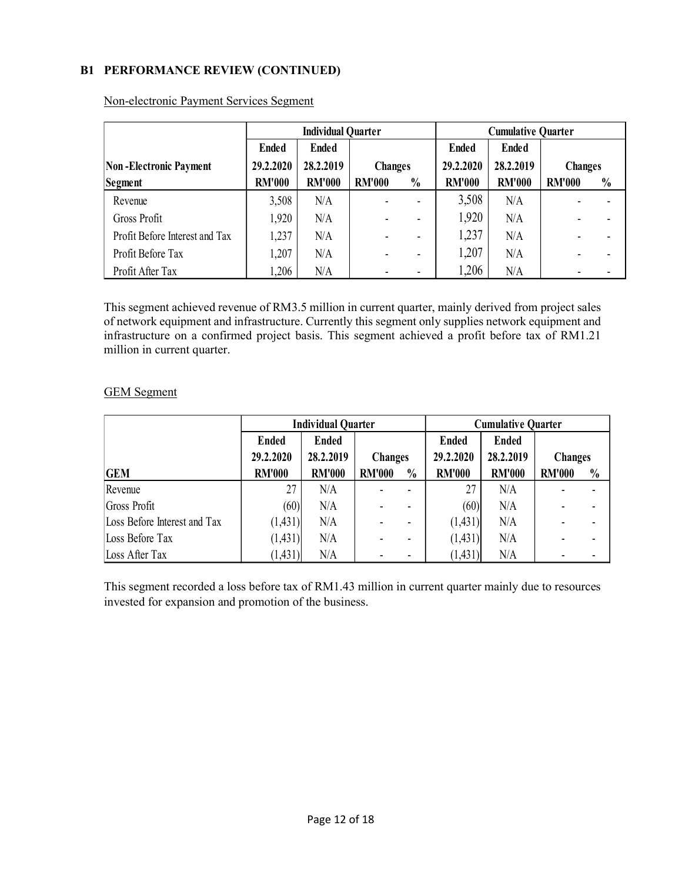## B1 PERFORMANCE REVIEW (CONTINUED)

Non-electronic Payment Services Segment

| | Individual Quarter | | | | Cumulative Quarter | | | |
|---|---|---|---|---|---|---|---|---|
| | Ended | Ended | | | Ended | Ended | | |
| Non-Electronic Payment | 29.2.2020 | 28.2.2019 | Changes | | 29.2.2020 | 28.2.2019 | Changes | |
| Segment | RM'000 | RM'000 | RM'000 | % | RM'000 | RM'000 | RM'000 | % |
| Revenue | 3,508 | N/A | - | - | 3,508 | N/A | - | - |
| Gross Profit | 1,920 | N/A | - | - | 1,920 | N/A | - | - |
| Profit Before Interest and Tax | 1,237 | N/A | - | - | 1,237 | N/A | - | - |
| Profit Before Tax | 1,207 | N/A | - | - | 1,207 | N/A | - | - |
| Profit After Tax | 1,206 | N/A | - | - | 1,206 | N/A | - | - |

This segment achieved revenue of RM3.5 million in current quarter, mainly derived from project sales of network equipment and infrastructure. Currently this segment only supplies network equipment and infrastructure on a confirmed project basis. This segment achieved a profit before tax of RM1.21 million in current quarter.

GEM Segment

| | Individual Quarter | | | | Cumulative Quarter | | | |
|---|---|---|---|---|---|---|---|---|
| | Ended | Ended | | | Ended | Ended | | |
| | 29.2.2020 | 28.2.2019 | Changes | | 29.2.2020 | 28.2.2019 | Changes | |
| GEM | RM'000 | RM'000 | RM'000 | % | RM'000 | RM'000 | RM'000 | % |
| Revenue | 27 | N/A | - | - | 27 | N/A | - | - |
| Gross Profit | (60) | N/A | - | - | (60) | N/A | - | - |
| Loss Before Interest and Tax | (1,431) | N/A | - | - | (1,431) | N/A | - | - |
| Loss Before Tax | (1,431) | N/A | - | - | (1,431) | N/A | - | - |
| Loss After Tax | (1,431) | N/A | - | - | (1,431) | N/A | - | - |

This segment recorded a loss before tax of RM1.43 million in current quarter mainly due to resources invested for expansion and promotion of the business.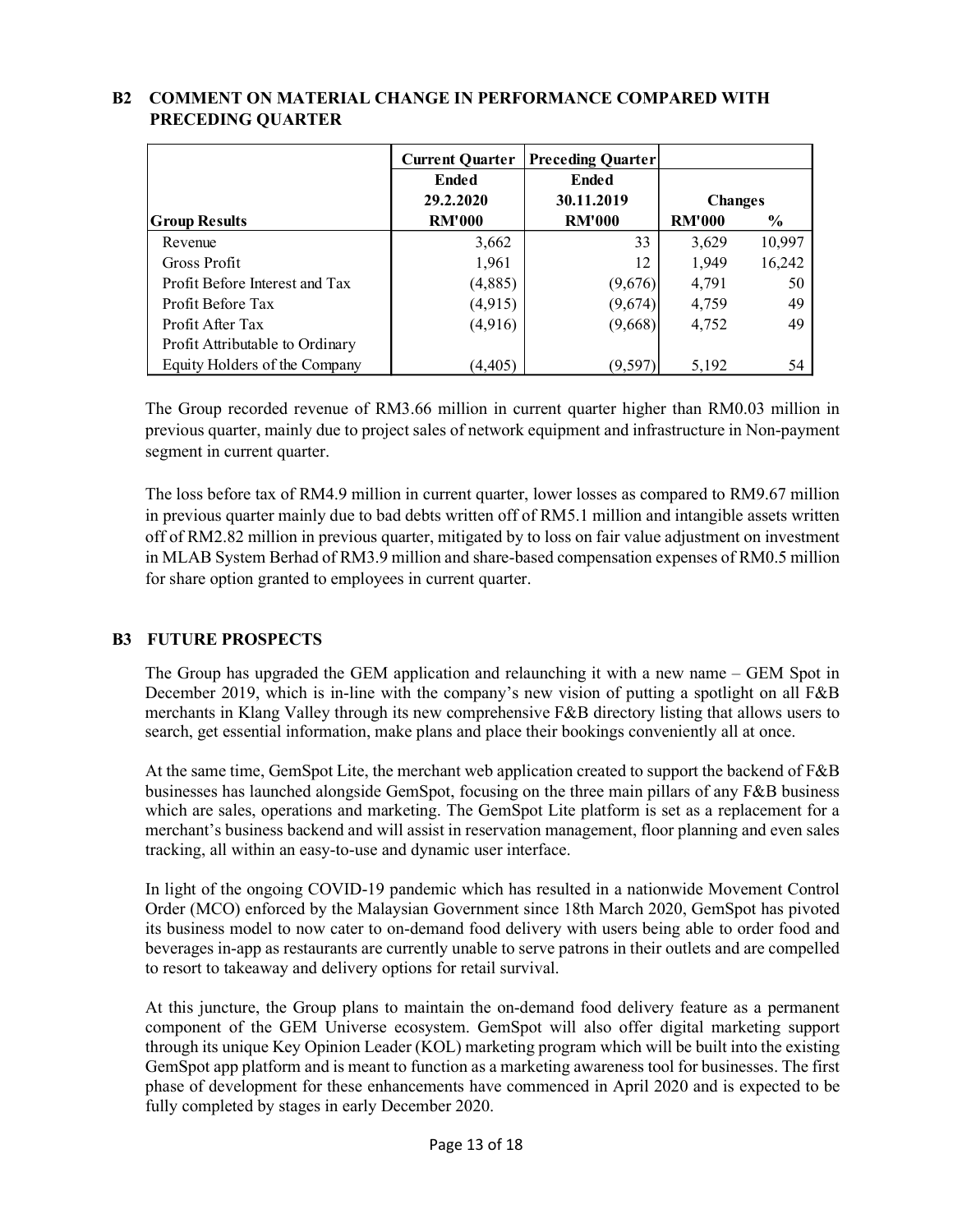## B2 COMMENT ON MATERIAL CHANGE IN PERFORMANCE COMPARED WITH PRECEDING QUARTER

| | Current Quarter | Preceding Quarter | | |
|---|---|---|---|---|
| | Ended | Ended | | |
| | 29.2.2020 | 30.11.2019 | Changes | |
| Group Results | RM'000 | RM'000 | RM'000 | % |
| Revenue | 3,662 | 33 | 3,629 | 10,997 |
| Gross Profit | 1,961 | 12 | 1,949 | 16,242 |
| Profit Before Interest and Tax | (4,885) | (9,676) | 4,791 | 50 |
| Profit Before Tax | (4,915) | (9,674) | 4,759 | 49 |
| Profit After Tax | (4,916) | (9,668) | 4,752 | 49 |
| Profit Attributable to Ordinary Equity Holders of the Company | (4,405) | (9,597) | 5,192 | 54 |

The Group recorded revenue of RM3.66 million in current quarter higher than RM0.03 million in previous quarter, mainly due to project sales of network equipment and infrastructure in Non-payment segment in current quarter.

The loss before tax of RM4.9 million in current quarter, lower losses as compared to RM9.67 million in previous quarter mainly due to bad debts written off of RM5.1 million and intangible assets written off of RM2.82 million in previous quarter, mitigated by to loss on fair value adjustment on investment in MLAB System Berhad of RM3.9 million and share-based compensation expenses of RM0.5 million for share option granted to employees in current quarter.

## B3 FUTURE PROSPECTS

The Group has upgraded the GEM application and relaunching it with a new name – GEM Spot in December 2019, which is in-line with the company's new vision of putting a spotlight on all F&B merchants in Klang Valley through its new comprehensive F&B directory listing that allows users to search, get essential information, make plans and place their bookings conveniently all at once.

At the same time, GemSpot Lite, the merchant web application created to support the backend of F&B businesses has launched alongside GemSpot, focusing on the three main pillars of any F&B business which are sales, operations and marketing. The GemSpot Lite platform is set as a replacement for a merchant's business backend and will assist in reservation management, floor planning and even sales tracking, all within an easy-to-use and dynamic user interface.

In light of the ongoing COVID-19 pandemic which has resulted in a nationwide Movement Control Order (MCO) enforced by the Malaysian Government since 18th March 2020, GemSpot has pivoted its business model to now cater to on-demand food delivery with users being able to order food and beverages in-app as restaurants are currently unable to serve patrons in their outlets and are compelled to resort to takeaway and delivery options for retail survival.

At this juncture, the Group plans to maintain the on-demand food delivery feature as a permanent component of the GEM Universe ecosystem. GemSpot will also offer digital marketing support through its unique Key Opinion Leader (KOL) marketing program which will be built into the existing GemSpot app platform and is meant to function as a marketing awareness tool for businesses. The first phase of development for these enhancements have commenced in April 2020 and is expected to be fully completed by stages in early December 2020.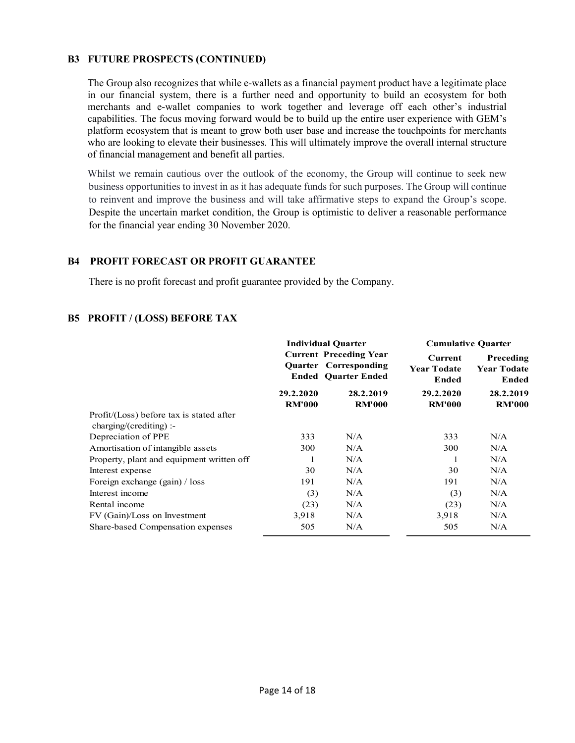## B3 FUTURE PROSPECTS (CONTINUED)

The Group also recognizes that while e-wallets as a financial payment product have a legitimate place in our financial system, there is a further need and opportunity to build an ecosystem for both merchants and e-wallet companies to work together and leverage off each other's industrial capabilities. The focus moving forward would be to build up the entire user experience with GEM's platform ecosystem that is meant to grow both user base and increase the touchpoints for merchants who are looking to elevate their businesses. This will ultimately improve the overall internal structure of financial management and benefit all parties.

Whilst we remain cautious over the outlook of the economy, the Group will continue to seek new business opportunities to invest in as it has adequate funds for such purposes. The Group will continue to reinvent and improve the business and will take affirmative steps to expand the Group's scope. Despite the uncertain market condition, the Group is optimistic to deliver a reasonable performance for the financial year ending 30 November 2020.

## B4 PROFIT FORECAST OR PROFIT GUARANTEE

There is no profit forecast and profit guarantee provided by the Company.

## B5 PROFIT / (LOSS) BEFORE TAX

| | Individual Quarter | | Cumulative Quarter | |
|---|---|---|---|---|
| | Current Quarter Ended | Preceding Year Corresponding Quarter Ended | Current Year Todate Ended | Preceding Year Todate Ended |
| | 29.2.2020 RM'000 | 28.2.2019 RM'000 | 29.2.2020 RM'000 | 28.2.2019 RM'000 |
| Profit/(Loss) before tax is stated after charging/(crediting) :- | | | | |
| Depreciation of PPE | 333 | N/A | 333 | N/A |
| Amortisation of intangible assets | 300 | N/A | 300 | N/A |
| Property, plant and equipment written off | 1 | N/A | 1 | N/A |
| Interest expense | 30 | N/A | 30 | N/A |
| Foreign exchange (gain) / loss | 191 | N/A | 191 | N/A |
| Interest income | (3) | N/A | (3) | N/A |
| Rental income | (23) | N/A | (23) | N/A |
| FV (Gain)/Loss on Investment | 3,918 | N/A | 3,918 | N/A |
| Share-based Compensation expenses | 505 | N/A | 505 | N/A |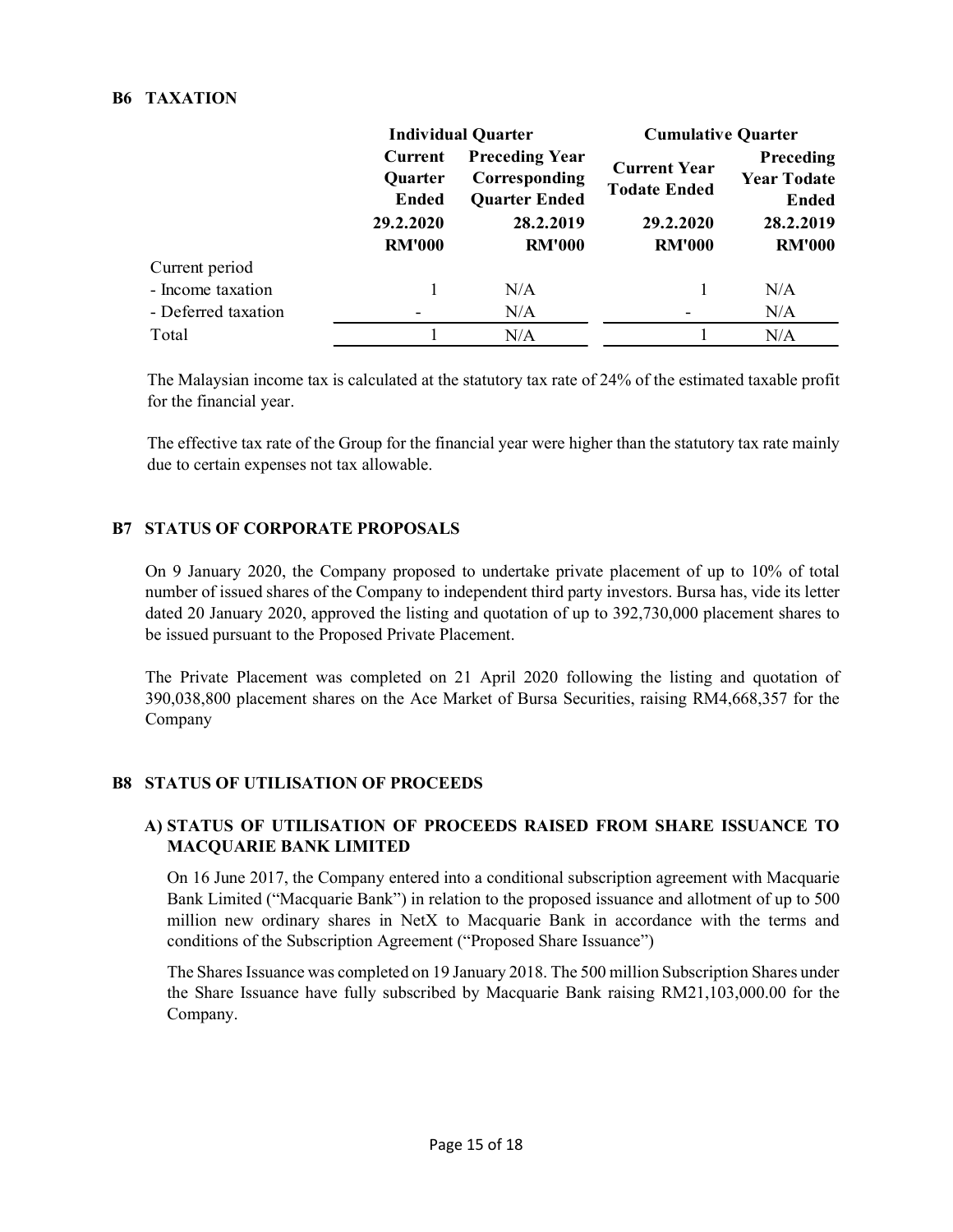## B6 TAXATION

| | Individual Quarter | | Cumulative Quarter | |
|---|---|---|---|---|
| | **Current Quarter Ended** | **Preceding Year Corresponding Quarter Ended** | **Current Year Todate Ended** | **Preceding Year Todate Ended** |
| | **29.2.2020** | **28.2.2019** | **29.2.2020** | **28.2.2019** |
| | **RM'000** | **RM'000** | **RM'000** | **RM'000** |
| Current period | | | | |
| - Income taxation | 1 | N/A | 1 | N/A |
| - Deferred taxation | - | N/A | - | N/A |
| Total | 1 | N/A | 1 | N/A |

The Malaysian income tax is calculated at the statutory tax rate of 24% of the estimated taxable profit for the financial year.

The effective tax rate of the Group for the financial year were higher than the statutory tax rate mainly due to certain expenses not tax allowable.

## B7 STATUS OF CORPORATE PROPOSALS

On 9 January 2020, the Company proposed to undertake private placement of up to 10% of total number of issued shares of the Company to independent third party investors. Bursa has, vide its letter dated 20 January 2020, approved the listing and quotation of up to 392,730,000 placement shares to be issued pursuant to the Proposed Private Placement.

The Private Placement was completed on 21 April 2020 following the listing and quotation of 390,038,800 placement shares on the Ace Market of Bursa Securities, raising RM4,668,357 for the Company

## B8 STATUS OF UTILISATION OF PROCEEDS

### A) STATUS OF UTILISATION OF PROCEEDS RAISED FROM SHARE ISSUANCE TO MACQUARIE BANK LIMITED

On 16 June 2017, the Company entered into a conditional subscription agreement with Macquarie Bank Limited ("Macquarie Bank") in relation to the proposed issuance and allotment of up to 500 million new ordinary shares in NetX to Macquarie Bank in accordance with the terms and conditions of the Subscription Agreement ("Proposed Share Issuance")

The Shares Issuance was completed on 19 January 2018. The 500 million Subscription Shares under the Share Issuance have fully subscribed by Macquarie Bank raising RM21,103,000.00 for the Company.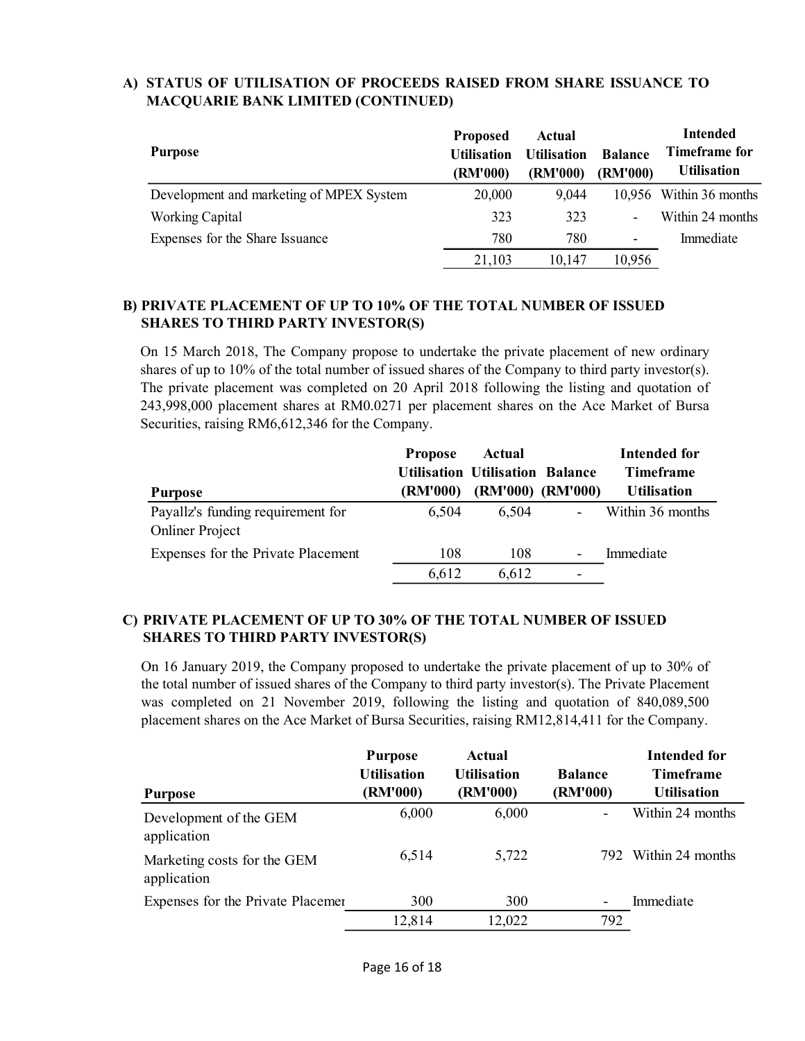## A) STATUS OF UTILISATION OF PROCEEDS RAISED FROM SHARE ISSUANCE TO MACQUARIE BANK LIMITED (CONTINUED)

| Purpose | Proposed Utilisation (RM'000) | Actual Utilisation (RM'000) | Balance (RM'000) | Intended Timeframe for Utilisation |
|---|---|---|---|---|
| Development and marketing of MPEX System | 20,000 | 9,044 | 10,956 | Within 36 months |
| Working Capital | 323 | 323 | - | Within 24 months |
| Expenses for the Share Issuance | 780 | 780 | - | Immediate |
| | 21,103 | 10,147 | 10,956 | |

## B) PRIVATE PLACEMENT OF UP TO 10% OF THE TOTAL NUMBER OF ISSUED SHARES TO THIRD PARTY INVESTOR(S)

On 15 March 2018, The Company propose to undertake the private placement of new ordinary shares of up to 10% of the total number of issued shares of the Company to third party investor(s). The private placement was completed on 20 April 2018 following the listing and quotation of 243,998,000 placement shares at RM0.0271 per placement shares on the Ace Market of Bursa Securities, raising RM6,612,346 for the Company.

| Purpose | Propose Utilisation (RM'000) | Actual Utilisation (RM'000) | Balance (RM'000) | Intended for Timeframe Utilisation |
|---|---|---|---|---|
| Payallz's funding requirement for Onliner Project | 6,504 | 6,504 | - | Within 36 months |
| Expenses for the Private Placement | 108 | 108 | - | Immediate |
| | 6,612 | 6,612 | - | |

## C) PRIVATE PLACEMENT OF UP TO 30% OF THE TOTAL NUMBER OF ISSUED SHARES TO THIRD PARTY INVESTOR(S)

On 16 January 2019, the Company proposed to undertake the private placement of up to 30% of the total number of issued shares of the Company to third party investor(s). The Private Placement was completed on 21 November 2019, following the listing and quotation of 840,089,500 placement shares on the Ace Market of Bursa Securities, raising RM12,814,411 for the Company.

| Purpose | Purpose Utilisation (RM'000) | Actual Utilisation (RM'000) | Balance (RM'000) | Intended for Timeframe Utilisation |
|---|---|---|---|---|
| Development of the GEM application | 6,000 | 6,000 | - | Within 24 months |
| Marketing costs for the GEM application | 6,514 | 5,722 | 792 | Within 24 months |
| Expenses for the Private Placemer | 300 | 300 | - | Immediate |
| | 12,814 | 12,022 | 792 | |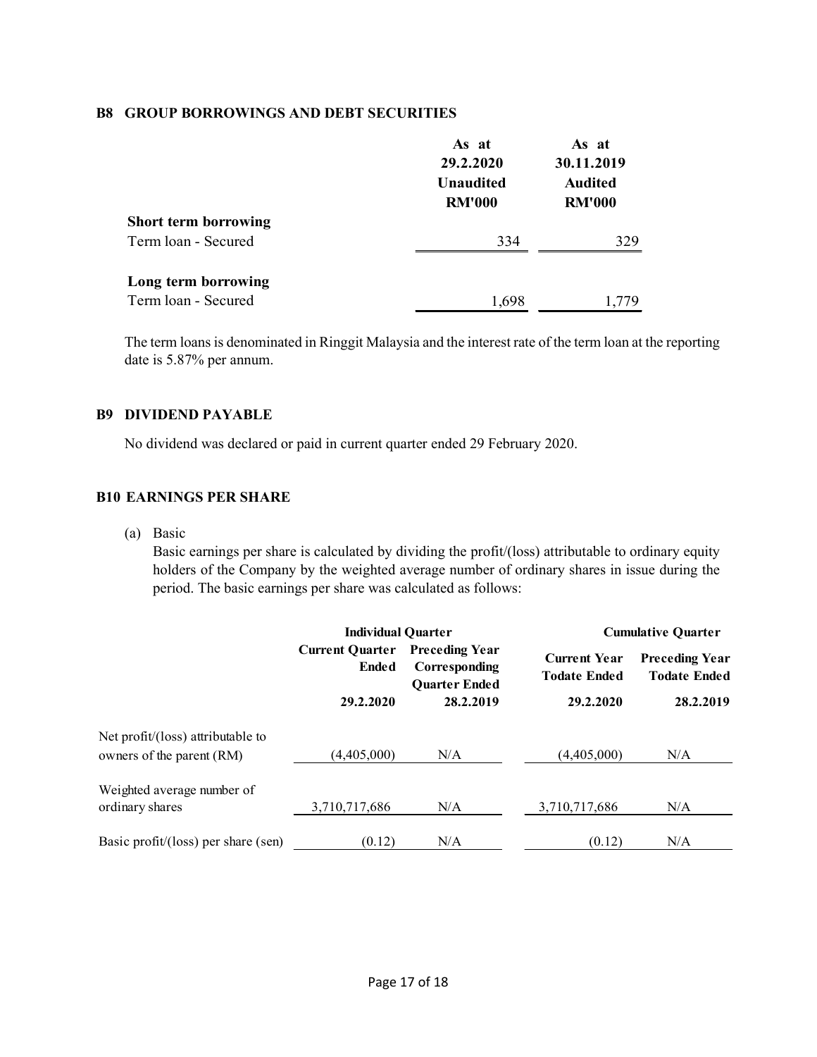## B8 GROUP BORROWINGS AND DEBT SECURITIES

| | As at 29.2.2020 Unaudited RM'000 | As at 30.11.2019 Audited RM'000 |
|---|---|---|
| **Short term borrowing** | | |
| Term loan - Secured | 334 | 329 |
| **Long term borrowing** | | |
| Term loan - Secured | 1,698 | 1,779 |

The term loans is denominated in Ringgit Malaysia and the interest rate of the term loan at the reporting date is 5.87% per annum.

## B9 DIVIDEND PAYABLE

No dividend was declared or paid in current quarter ended 29 February 2020.

## B10 EARNINGS PER SHARE

(a) Basic

Basic earnings per share is calculated by dividing the profit/(loss) attributable to ordinary equity holders of the Company by the weighted average number of ordinary shares in issue during the period. The basic earnings per share was calculated as follows:

| | Individual Quarter | | Cumulative Quarter | |
|---|---|---|---|---|
| | Current Quarter Ended | Preceding Year Corresponding Quarter Ended | Current Year Todate Ended | Preceding Year Todate Ended |
| | 29.2.2020 | 28.2.2019 | 29.2.2020 | 28.2.2019 |
| Net profit/(loss) attributable to owners of the parent (RM) | (4,405,000) | N/A | (4,405,000) | N/A |
| Weighted average number of ordinary shares | 3,710,717,686 | N/A | 3,710,717,686 | N/A |
| Basic profit/(loss) per share (sen) | (0.12) | N/A | (0.12) | N/A |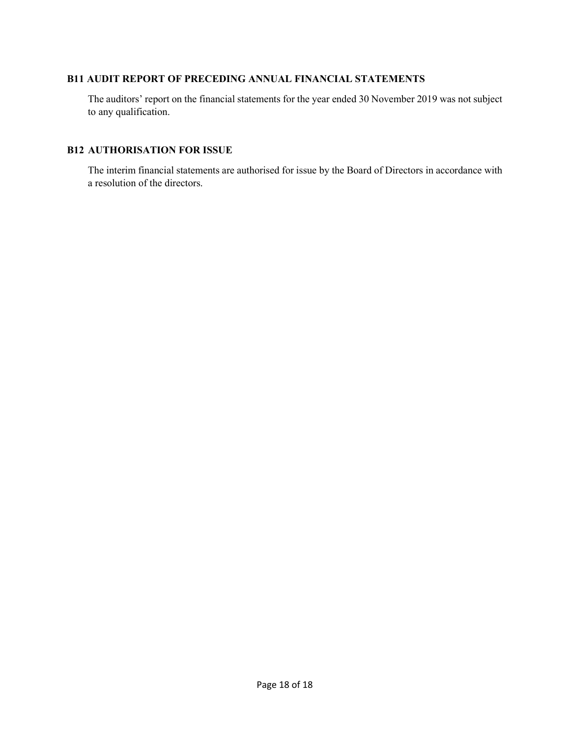## B11 AUDIT REPORT OF PRECEDING ANNUAL FINANCIAL STATEMENTS

The auditors' report on the financial statements for the year ended 30 November 2019 was not subject to any qualification.

## B12 AUTHORISATION FOR ISSUE

The interim financial statements are authorised for issue by the Board of Directors in accordance with a resolution of the directors.